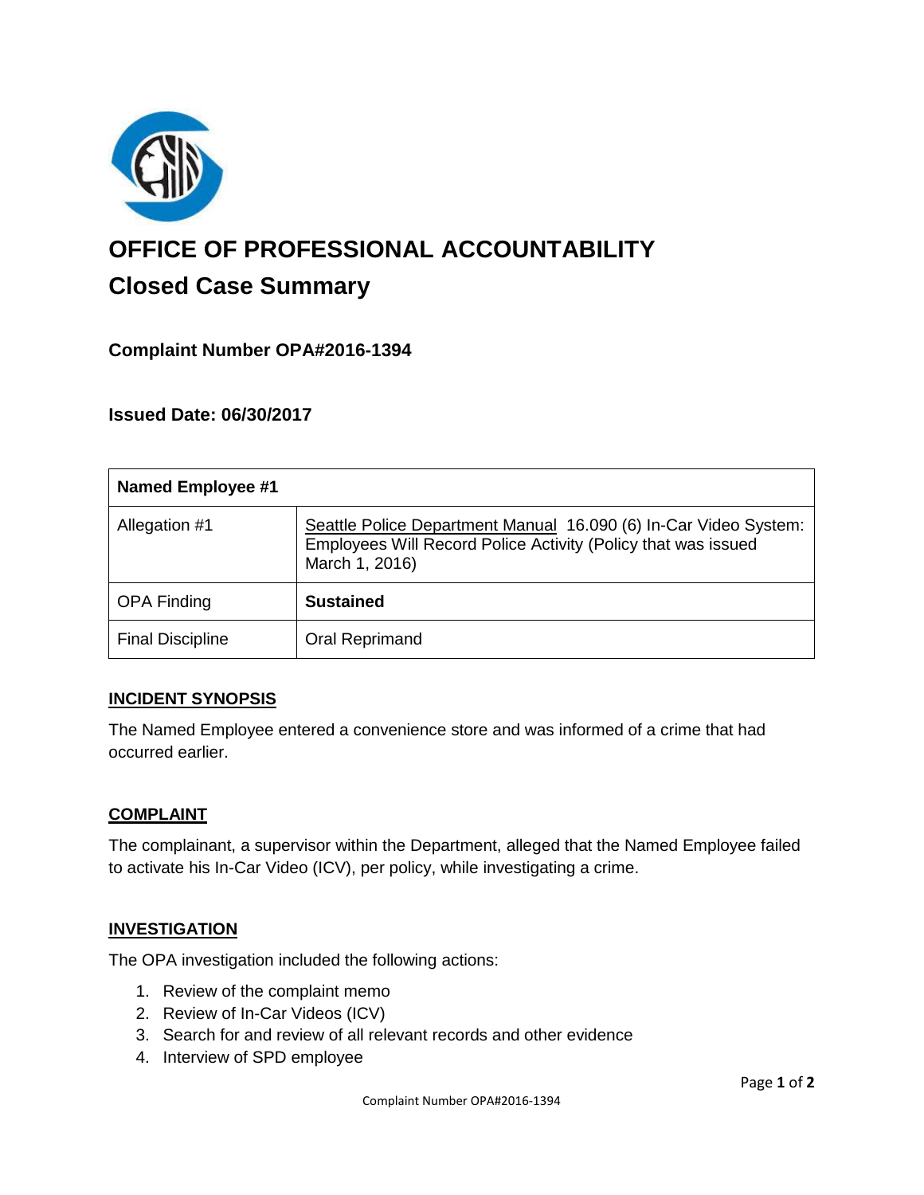# OFFICE OF PROFESSIONAL ACCOUNTABILITY

## Closed Case Summary

### Complaint Number OPA#2016-1394

### Issued Date: 06/30/2017

| Named Employee #1 | |
|---|---|
| Allegation #1 | Seattle Police Department Manual 16.090 (6) In-Car Video System: Employees Will Record Police Activity (Policy that was issued March 1, 2016) |
| OPA Finding | **Sustained** |
| Final Discipline | Oral Reprimand |

#### INCIDENT SYNOPSIS

The Named Employee entered a convenience store and was informed of a crime that had occurred earlier.

#### COMPLAINT

The complainant, a supervisor within the Department, alleged that the Named Employee failed to activate his In-Car Video (ICV), per policy, while investigating a crime.

#### INVESTIGATION

The OPA investigation included the following actions:

1. Review of the complaint memo
2. Review of In-Car Videos (ICV)
3. Search for and review of all relevant records and other evidence
4. Interview of SPD employee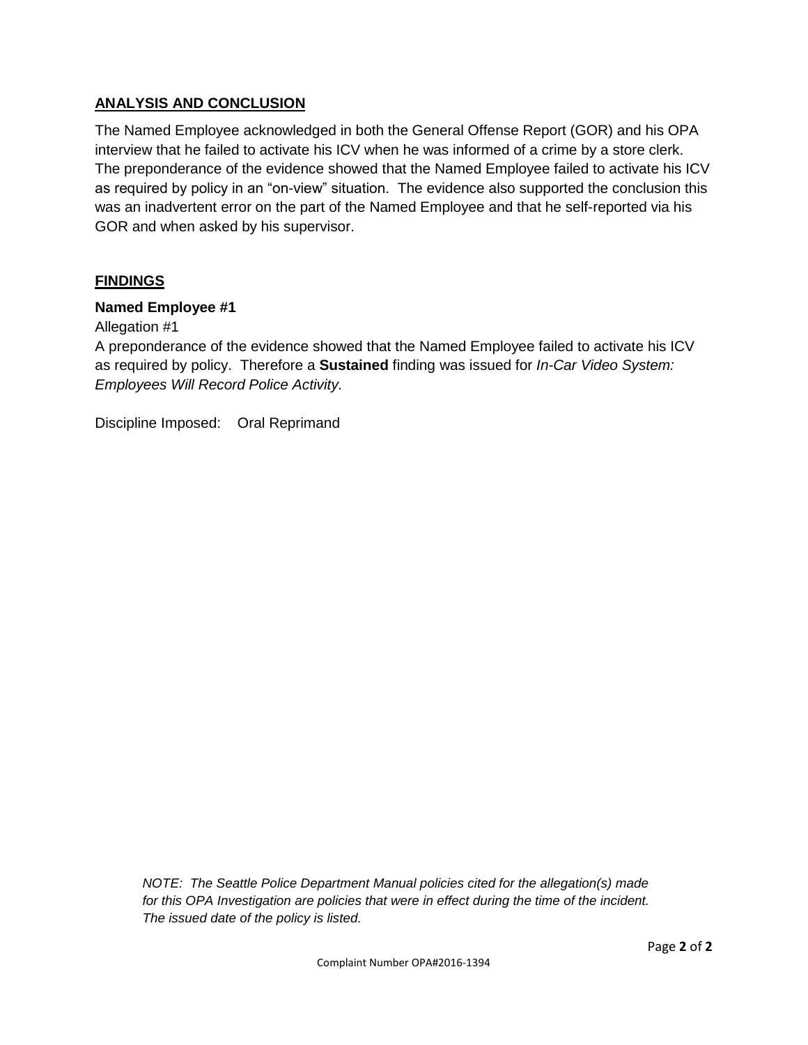## ANALYSIS AND CONCLUSION

The Named Employee acknowledged in both the General Offense Report (GOR) and his OPA interview that he failed to activate his ICV when he was informed of a crime by a store clerk. The preponderance of the evidence showed that the Named Employee failed to activate his ICV as required by policy in an "on-view" situation. The evidence also supported the conclusion this was an inadvertent error on the part of the Named Employee and that he self-reported via his GOR and when asked by his supervisor.

## FINDINGS

**Named Employee #1**

Allegation #1

A preponderance of the evidence showed that the Named Employee failed to activate his ICV as required by policy. Therefore a **Sustained** finding was issued for *In-Car Video System: Employees Will Record Police Activity.*

Discipline Imposed: Oral Reprimand

*NOTE: The Seattle Police Department Manual policies cited for the allegation(s) made for this OPA Investigation are policies that were in effect during the time of the incident. The issued date of the policy is listed.*

Complaint Number OPA#2016-1394